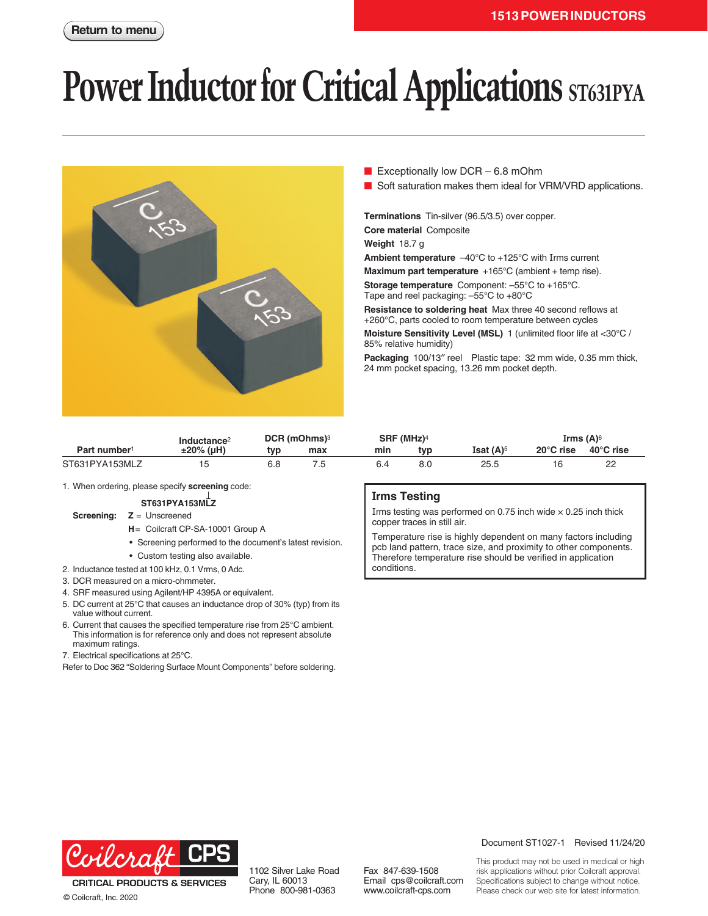1513 POWER INDUCTORS

# Power Inductor for Critical Applications ST631PYA

- Exceptionally low DCR – 6.8 mOhm
- Soft saturation makes them ideal for VRM/VRD applications.

**Terminations** Tin-silver (96.5/3.5) over copper.

**Core material** Composite

**Weight** 18.7 g

**Ambient temperature** –40°C to +125°C with Irms current

**Maximum part temperature** +165°C (ambient + temp rise).

**Storage temperature** Component: –55°C to +165°C. Tape and reel packaging: –55°C to +80°C

**Resistance to soldering heat** Max three 40 second reflows at +260°C, parts cooled to room temperature between cycles

**Moisture Sensitivity Level (MSL)** 1 (unlimited floor life at <30°C / 85% relative humidity)

**Packaging** 100/13″ reel Plastic tape: 32 mm wide, 0.35 mm thick, 24 mm pocket spacing, 13.26 mm pocket depth.

| Part number[1] | Inductance[2] ±20% (µH) | DCR (mOhms)[3] typ | DCR (mOhms)[3] max | SRF (MHz)[4] min | SRF (MHz)[4] typ | Isat (A)[5] | Irms (A)[6] 20°C rise | Irms (A)[6] 40°C rise |
|---|---|---|---|---|---|---|---|---|
| ST631PYA153MLZ | 15 | 6.8 | 7.5 | 6.4 | 8.0 | 25.5 | 16 | 22 |

1. When ordering, please specify **screening** code:

   **ST631PYA153MLZ**

   **Screening:** **Z** = Unscreened

   **H** = Coilcraft CP-SA-10001 Group A

   - Screening performed to the document's latest revision.
   - Custom testing also available.
2. Inductance tested at 100 kHz, 0.1 Vrms, 0 Adc.
3. DCR measured on a micro-ohmmeter.
4. SRF measured using Agilent/HP 4395A or equivalent.
5. DC current at 25°C that causes an inductance drop of 30% (typ) from its value without current.
6. Current that causes the specified temperature rise from 25°C ambient. This information is for reference only and does not represent absolute maximum ratings.
7. Electrical specifications at 25°C.

Refer to Doc 362 "Soldering Surface Mount Components" before soldering.

## Irms Testing

Irms testing was performed on 0.75 inch wide × 0.25 inch thick copper traces in still air.

Temperature rise is highly dependent on many factors including pcb land pattern, trace size, and proximity to other components. Therefore temperature rise should be verified in application conditions.

Document ST1027-1 Revised 11/24/20

Coilcraft CPS CRITICAL PRODUCTS & SERVICES

© Coilcraft, Inc. 2020

1102 Silver Lake Road
Cary, IL 60013
Phone 800-981-0363

Fax 847-639-1508
Email cps@coilcraft.com
www.coilcraft-cps.com

This product may not be used in medical or high risk applications without prior Coilcraft approval. Specifications subject to change without notice. Please check our web site for latest information.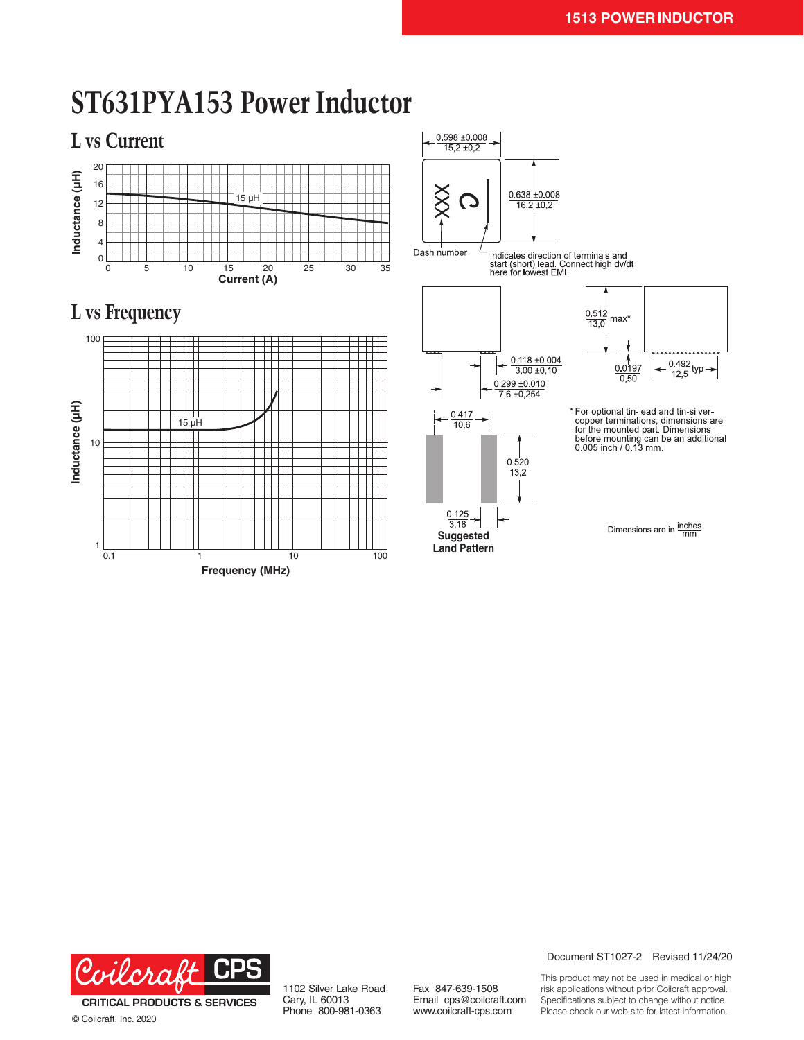# ST631PYA153 Power Inductor

## L vs Current

Inductance (µH)

20
16
12
8
4
0

0 5 10 15 20 25 30 35

Current (A)

15 µH

## L vs Frequency

Inductance (µH)

100
10
1

0.1 1 10 100

Frequency (MHz)

15 µH

0.598 ±0.008 / 15,2 ±0,2

0.638 ±0.008 / 16,2 ±0,2

XXX

Dash number

Indicates direction of terminals and start (short) lead. Connect high dv/dt here for lowest EMI.

0.118 ±0.004 / 3,00 ±0,10

0.299 ±0.010 / 7,6 ±0,254

0.512 / 13,0 max*

0.0197 / 0,50

0.492 / 12,5 typ

0.417 / 10,6

0.520 / 13,2

0.125 / 3,18

**Suggested Land Pattern**

* For optional tin-lead and tin-silver-copper terminations, dimensions are for the mounted part. Dimensions before mounting can be an additional 0.005 inch / 0.13 mm.

Dimensions are in inches / mm

Document ST1027-2 Revised 11/24/20

Coilcraft CPS
CRITICAL PRODUCTS & SERVICES
© Coilcraft, Inc. 2020

1102 Silver Lake Road
Cary, IL 60013
Phone 800-981-0363

Fax 847-639-1508
Email cps@coilcraft.com
www.coilcraft-cps.com

This product may not be used in medical or high risk applications without prior Coilcraft approval. Specifications subject to change without notice. Please check our web site for latest information.